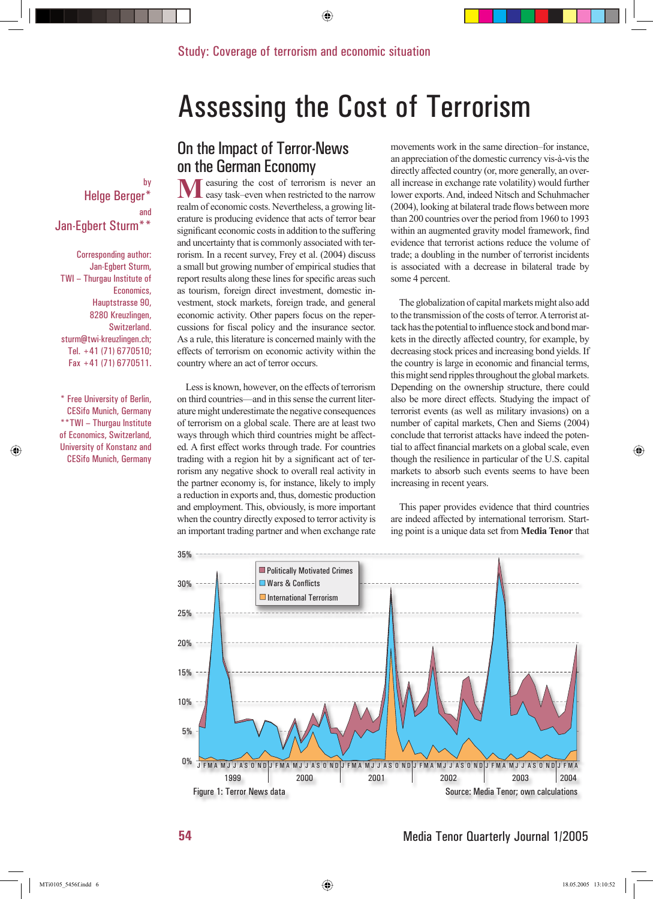Study: Coverage of terrorism and economic situation

# Assessing the Cost of Terrorism

## On the Impact of Terror-News on the German Economy

by
Helge Berger*
and
Jan-Egbert Sturm**

Corresponding author: Jan-Egbert Sturm, TWI – Thurgau Institute of Economics, Hauptstrasse 90, 8280 Kreuzlingen, Switzerland. sturm@twi-kreuzlingen.ch; Tel. +41 (71) 6770510; Fax +41 (71) 6770511.

\* Free University of Berlin, CESifo Munich, Germany
\*\*TWI – Thurgau Institute of Economics, Switzerland, University of Konstanz and CESifo Munich, Germany

Measuring the cost of terrorism is never an easy task–even when restricted to the narrow realm of economic costs. Nevertheless, a growing literature is producing evidence that acts of terror bear significant economic costs in addition to the suffering and uncertainty that is commonly associated with terrorism. In a recent survey, Frey et al. (2004) discuss a small but growing number of empirical studies that report results along these lines for specific areas such as tourism, foreign direct investment, domestic investment, stock markets, foreign trade, and general economic activity. Other papers focus on the repercussions for fiscal policy and the insurance sector. As a rule, this literature is concerned mainly with the effects of terrorism on economic activity within the country where an act of terror occurs.

Less is known, however, on the effects of terrorism on third countries—and in this sense the current literature might underestimate the negative consequences of terrorism on a global scale. There are at least two ways through which third countries might be affected. A first effect works through trade. For countries trading with a region hit by a significant act of terrorism any negative shock to overall real activity in the partner economy is, for instance, likely to imply a reduction in exports and, thus, domestic production and employment. This, obviously, is more important when the country directly exposed to terror activity is an important trading partner and when exchange rate movements work in the same direction–for instance, an appreciation of the domestic currency vis-à-vis the directly affected country (or, more generally, an overall increase in exchange rate volatility) would further lower exports. And, indeed Nitsch and Schuhmacher (2004), looking at bilateral trade flows between more than 200 countries over the period from 1960 to 1993 within an augmented gravity model framework, find evidence that terrorist actions reduce the volume of trade; a doubling in the number of terrorist incidents is associated with a decrease in bilateral trade by some 4 percent.

The globalization of capital markets might also add to the transmission of the costs of terror. A terrorist attack has the potential to influence stock and bond markets in the directly affected country, for example, by decreasing stock prices and increasing bond yields. If the country is large in economic and financial terms, this might send ripples throughout the global markets. Depending on the ownership structure, there could also be more direct effects. Studying the impact of terrorist events (as well as military invasions) on a number of capital markets, Chen and Siems (2004) conclude that terrorist attacks have indeed the potential to affect financial markets on a global scale, even though the resilience in particular of the U.S. capital markets to absorb such events seems to have been increasing in recent years.

This paper provides evidence that third countries are indeed affected by international terrorism. Starting point is a unique data set from **Media Tenor** that

Figure 1: Terror News data

Source: Media Tenor; own calculations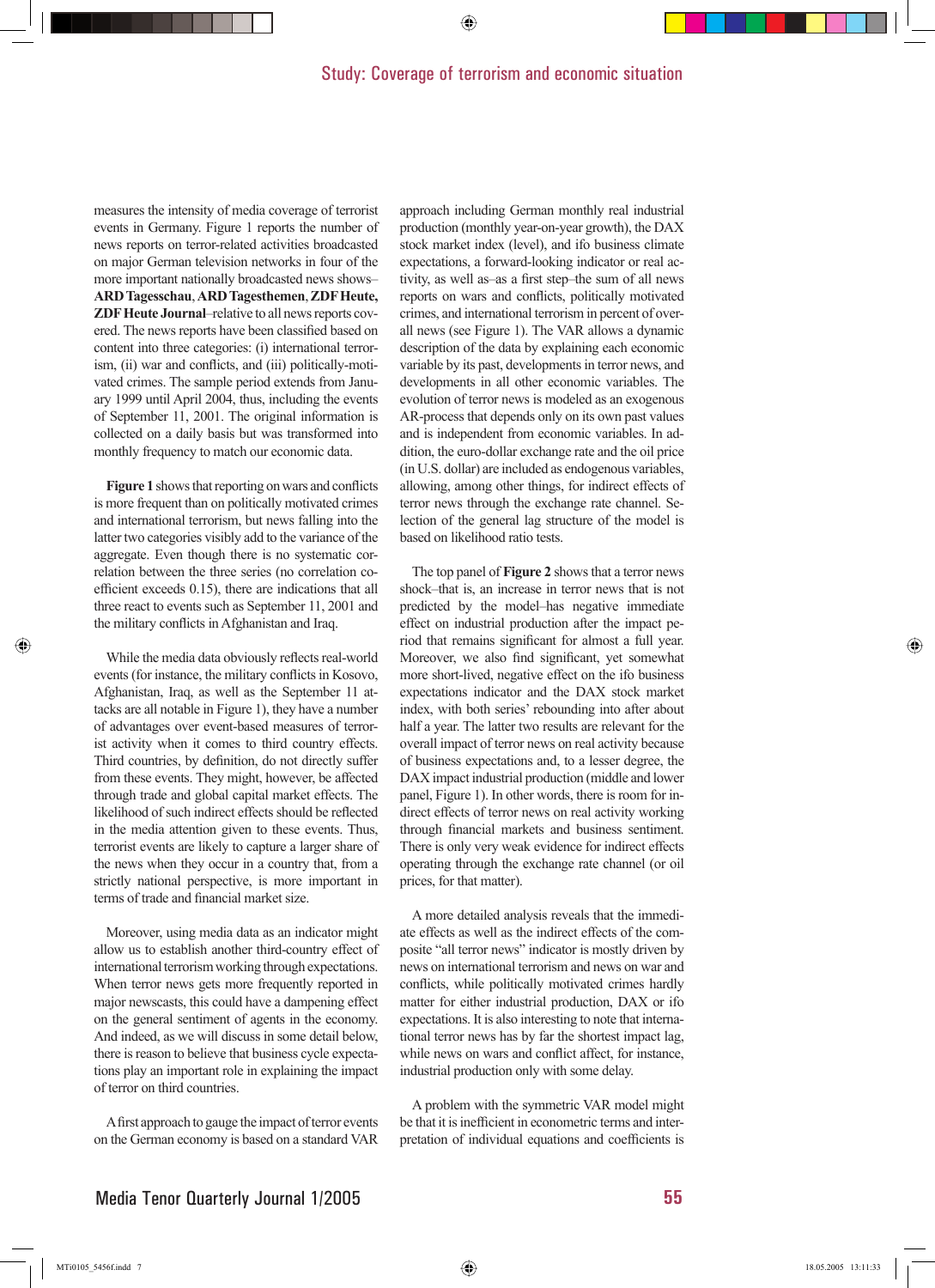measures the intensity of media coverage of terrorist events in Germany. Figure 1 reports the number of news reports on terror-related activities broadcasted on major German television networks in four of the more important nationally broadcasted news shows–**ARD Tagesschau**, **ARD Tagesthemen**, **ZDF Heute, ZDF Heute Journal**–relative to all news reports covered. The news reports have been classified based on content into three categories: (i) international terrorism, (ii) war and conflicts, and (iii) politically-motivated crimes. The sample period extends from January 1999 until April 2004, thus, including the events of September 11, 2001. The original information is collected on a daily basis but was transformed into monthly frequency to match our economic data.

**Figure 1** shows that reporting on wars and conflicts is more frequent than on politically motivated crimes and international terrorism, but news falling into the latter two categories visibly add to the variance of the aggregate. Even though there is no systematic correlation between the three series (no correlation coefficient exceeds 0.15), there are indications that all three react to events such as September 11, 2001 and the military conflicts in Afghanistan and Iraq.

While the media data obviously reflects real-world events (for instance, the military conflicts in Kosovo, Afghanistan, Iraq, as well as the September 11 attacks are all notable in Figure 1), they have a number of advantages over event-based measures of terrorist activity when it comes to third country effects. Third countries, by definition, do not directly suffer from these events. They might, however, be affected through trade and global capital market effects. The likelihood of such indirect effects should be reflected in the media attention given to these events. Thus, terrorist events are likely to capture a larger share of the news when they occur in a country that, from a strictly national perspective, is more important in terms of trade and financial market size.

Moreover, using media data as an indicator might allow us to establish another third-country effect of international terrorism working through expectations. When terror news gets more frequently reported in major newscasts, this could have a dampening effect on the general sentiment of agents in the economy. And indeed, as we will discuss in some detail below, there is reason to believe that business cycle expectations play an important role in explaining the impact of terror on third countries.

A first approach to gauge the impact of terror events on the German economy is based on a standard VAR approach including German monthly real industrial production (monthly year-on-year growth), the DAX stock market index (level), and ifo business climate expectations, a forward-looking indicator or real activity, as well as–as a first step–the sum of all news reports on wars and conflicts, politically motivated crimes, and international terrorism in percent of overall news (see Figure 1). The VAR allows a dynamic description of the data by explaining each economic variable by its past, developments in terror news, and developments in all other economic variables. The evolution of terror news is modeled as an exogenous AR-process that depends only on its own past values and is independent from economic variables. In addition, the euro-dollar exchange rate and the oil price (in U.S. dollar) are included as endogenous variables, allowing, among other things, for indirect effects of terror news through the exchange rate channel. Selection of the general lag structure of the model is based on likelihood ratio tests.

The top panel of **Figure 2** shows that a terror news shock–that is, an increase in terror news that is not predicted by the model–has negative immediate effect on industrial production after the impact period that remains significant for almost a full year. Moreover, we also find significant, yet somewhat more short-lived, negative effect on the ifo business expectations indicator and the DAX stock market index, with both series' rebounding into after about half a year. The latter two results are relevant for the overall impact of terror news on real activity because of business expectations and, to a lesser degree, the DAX impact industrial production (middle and lower panel, Figure 1). In other words, there is room for indirect effects of terror news on real activity working through financial markets and business sentiment. There is only very weak evidence for indirect effects operating through the exchange rate channel (or oil prices, for that matter).

A more detailed analysis reveals that the immediate effects as well as the indirect effects of the composite "all terror news" indicator is mostly driven by news on international terrorism and news on war and conflicts, while politically motivated crimes hardly matter for either industrial production, DAX or ifo expectations. It is also interesting to note that international terror news has by far the shortest impact lag, while news on wars and conflict affect, for instance, industrial production only with some delay.

A problem with the symmetric VAR model might be that it is inefficient in econometric terms and interpretation of individual equations and coefficients is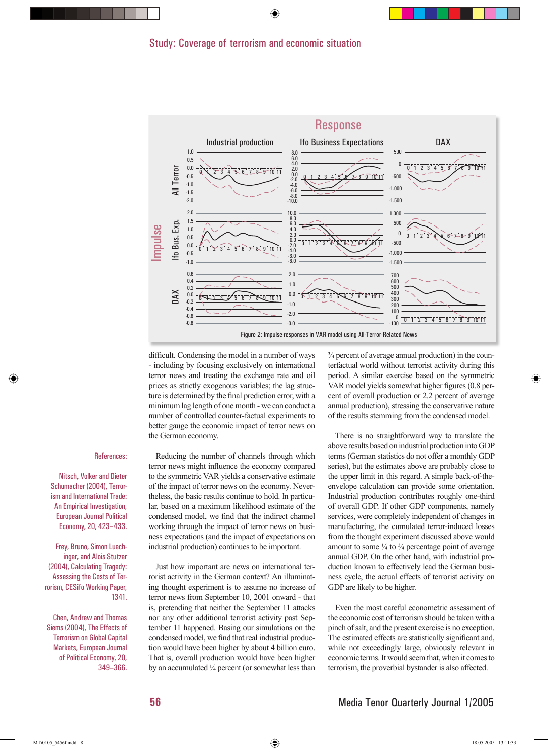Response

Impulse

Industrial production

Ifo Business Expectations

DAX

All Terror

1.0
0.5
0.0
-0.5
-1.0
-1.5
-2.0

0 1 2 3 4 5 6 7 8 9 10 11

8.0
6.0
4.0
2.0
0.0
-2.0
-4.0
-6.0
-8.0
-10.0

500
0
-500
-1.000
-1.500

Ifo Bus. Exp.

2.0
1.5
1.0
0.5
0.0
-0.5
-1.0

10.0
8.0
6.0
4.0
2.0
0.0
-2.0
-4.0
-6.0
-8.0

1.000
500
0
-500
-1.000
-1.500

DAX

0.6
0.4
0.2
0.0
-0.2
-0.4
-0.6
-0.8

2.0
1.0
0.0
-1.0
-2.0
-3.0

700
600
500
400
300
200
100
0
-100

Figure 2: Impulse-responses in VAR model using All-Terror-Related News

difficult. Condensing the model in a number of ways - including by focusing exclusively on international terror news and treating the exchange rate and oil prices as strictly exogenous variables; the lag structure is determined by the final prediction error, with a minimum lag length of one month - we can conduct a number of controlled counter-factual experiments to better gauge the economic impact of terror news on the German economy.

Reducing the number of channels through which terror news might influence the economy compared to the symmetric VAR yields a conservative estimate of the impact of terror news on the economy. Nevertheless, the basic results continue to hold. In particular, based on a maximum likelihood estimate of the condensed model, we find that the indirect channel working through the impact of terror news on business expectations (and the impact of expectations on industrial production) continues to be important.

Just how important are news on international terrorist activity in the German context? An illuminating thought experiment is to assume no increase of terror news from September 10, 2001 onward - that is, pretending that neither the September 11 attacks nor any other additional terrorist activity past September 11 happened. Basing our simulations on the condensed model, we find that industrial production would have been higher by about 4 billion euro. That is, overall production would have been higher by an accumulated ¼ percent (or somewhat less than ¾ percent of average annual production) in the counterfactual world without terrorist activity during this period. A similar exercise based on the symmetric VAR model yields somewhat higher figures (0.8 percent of overall production or 2.2 percent of average annual production), stressing the conservative nature of the results stemming from the condensed model.

There is no straightforward way to translate the above results based on industrial production into GDP terms (German statistics do not offer a monthly GDP series), but the estimates above are probably close to the upper limit in this regard. A simple back-of-the-envelope calculation can provide some orientation. Industrial production contributes roughly one-third of overall GDP. If other GDP components, namely services, were completely independent of changes in manufacturing, the cumulated terror-induced losses from the thought experiment discussed above would amount to some ¼ to ¾ percentage point of average annual GDP. On the other hand, with industrial production known to effectively lead the German business cycle, the actual effects of terrorist activity on GDP are likely to be higher.

Even the most careful econometric assessment of the economic cost of terrorism should be taken with a pinch of salt, and the present exercise is no exception. The estimated effects are statistically significant and, while not exceedingly large, obviously relevant in economic terms. It would seem that, when it comes to terrorism, the proverbial bystander is also affected.

References:

Nitsch, Volker and Dieter Schumacher (2004), Terrorism and International Trade: An Empirical Investigation, European Journal Political Economy, 20, 423–433.

Frey, Bruno, Simon Luechinger, and Alois Stutzer (2004), Calculating Tragedy: Assessing the Costs of Terrorism, CESifo Working Paper, 1341.

Chen, Andrew and Thomas Siems (2004), The Effects of Terrorism on Global Capital Markets, European Journal of Political Economy, 20, 349–366.